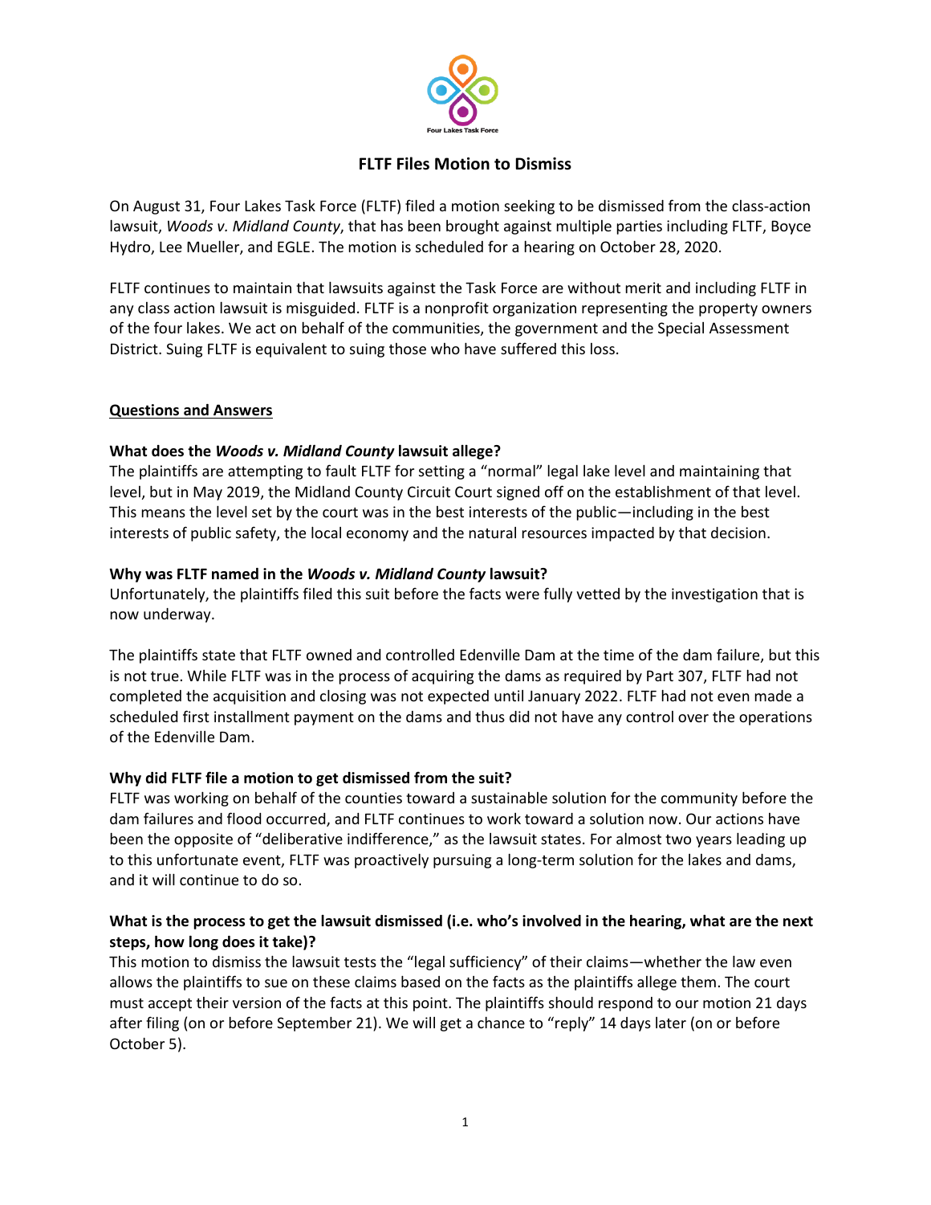# FLTF Files Motion to Dismiss

On August 31, Four Lakes Task Force (FLTF) filed a motion seeking to be dismissed from the class-action lawsuit, *Woods v. Midland County*, that has been brought against multiple parties including FLTF, Boyce Hydro, Lee Mueller, and EGLE. The motion is scheduled for a hearing on October 28, 2020.

FLTF continues to maintain that lawsuits against the Task Force are without merit and including FLTF in any class action lawsuit is misguided. FLTF is a nonprofit organization representing the property owners of the four lakes. We act on behalf of the communities, the government and the Special Assessment District. Suing FLTF is equivalent to suing those who have suffered this loss.

## Questions and Answers

### What does the *Woods v. Midland County* lawsuit allege?

The plaintiffs are attempting to fault FLTF for setting a "normal" legal lake level and maintaining that level, but in May 2019, the Midland County Circuit Court signed off on the establishment of that level. This means the level set by the court was in the best interests of the public—including in the best interests of public safety, the local economy and the natural resources impacted by that decision.

### Why was FLTF named in the *Woods v. Midland County* lawsuit?

Unfortunately, the plaintiffs filed this suit before the facts were fully vetted by the investigation that is now underway.

The plaintiffs state that FLTF owned and controlled Edenville Dam at the time of the dam failure, but this is not true. While FLTF was in the process of acquiring the dams as required by Part 307, FLTF had not completed the acquisition and closing was not expected until January 2022. FLTF had not even made a scheduled first installment payment on the dams and thus did not have any control over the operations of the Edenville Dam.

### Why did FLTF file a motion to get dismissed from the suit?

FLTF was working on behalf of the counties toward a sustainable solution for the community before the dam failures and flood occurred, and FLTF continues to work toward a solution now. Our actions have been the opposite of "deliberative indifference," as the lawsuit states. For almost two years leading up to this unfortunate event, FLTF was proactively pursuing a long-term solution for the lakes and dams, and it will continue to do so.

### What is the process to get the lawsuit dismissed (i.e. who's involved in the hearing, what are the next steps, how long does it take)?

This motion to dismiss the lawsuit tests the "legal sufficiency" of their claims—whether the law even allows the plaintiffs to sue on these claims based on the facts as the plaintiffs allege them. The court must accept their version of the facts at this point. The plaintiffs should respond to our motion 21 days after filing (on or before September 21). We will get a chance to "reply" 14 days later (on or before October 5).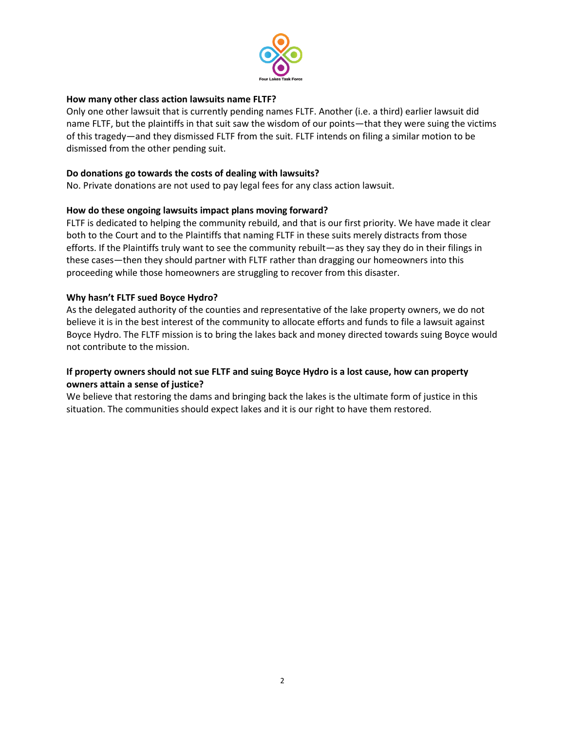**How many other class action lawsuits name FLTF?**

Only one other lawsuit that is currently pending names FLTF. Another (i.e. a third) earlier lawsuit did name FLTF, but the plaintiffs in that suit saw the wisdom of our points—that they were suing the victims of this tragedy—and they dismissed FLTF from the suit. FLTF intends on filing a similar motion to be dismissed from the other pending suit.

**Do donations go towards the costs of dealing with lawsuits?**

No. Private donations are not used to pay legal fees for any class action lawsuit.

**How do these ongoing lawsuits impact plans moving forward?**

FLTF is dedicated to helping the community rebuild, and that is our first priority. We have made it clear both to the Court and to the Plaintiffs that naming FLTF in these suits merely distracts from those efforts. If the Plaintiffs truly want to see the community rebuilt—as they say they do in their filings in these cases—then they should partner with FLTF rather than dragging our homeowners into this proceeding while those homeowners are struggling to recover from this disaster.

**Why hasn't FLTF sued Boyce Hydro?**

As the delegated authority of the counties and representative of the lake property owners, we do not believe it is in the best interest of the community to allocate efforts and funds to file a lawsuit against Boyce Hydro. The FLTF mission is to bring the lakes back and money directed towards suing Boyce would not contribute to the mission.

**If property owners should not sue FLTF and suing Boyce Hydro is a lost cause, how can property owners attain a sense of justice?**

We believe that restoring the dams and bringing back the lakes is the ultimate form of justice in this situation. The communities should expect lakes and it is our right to have them restored.